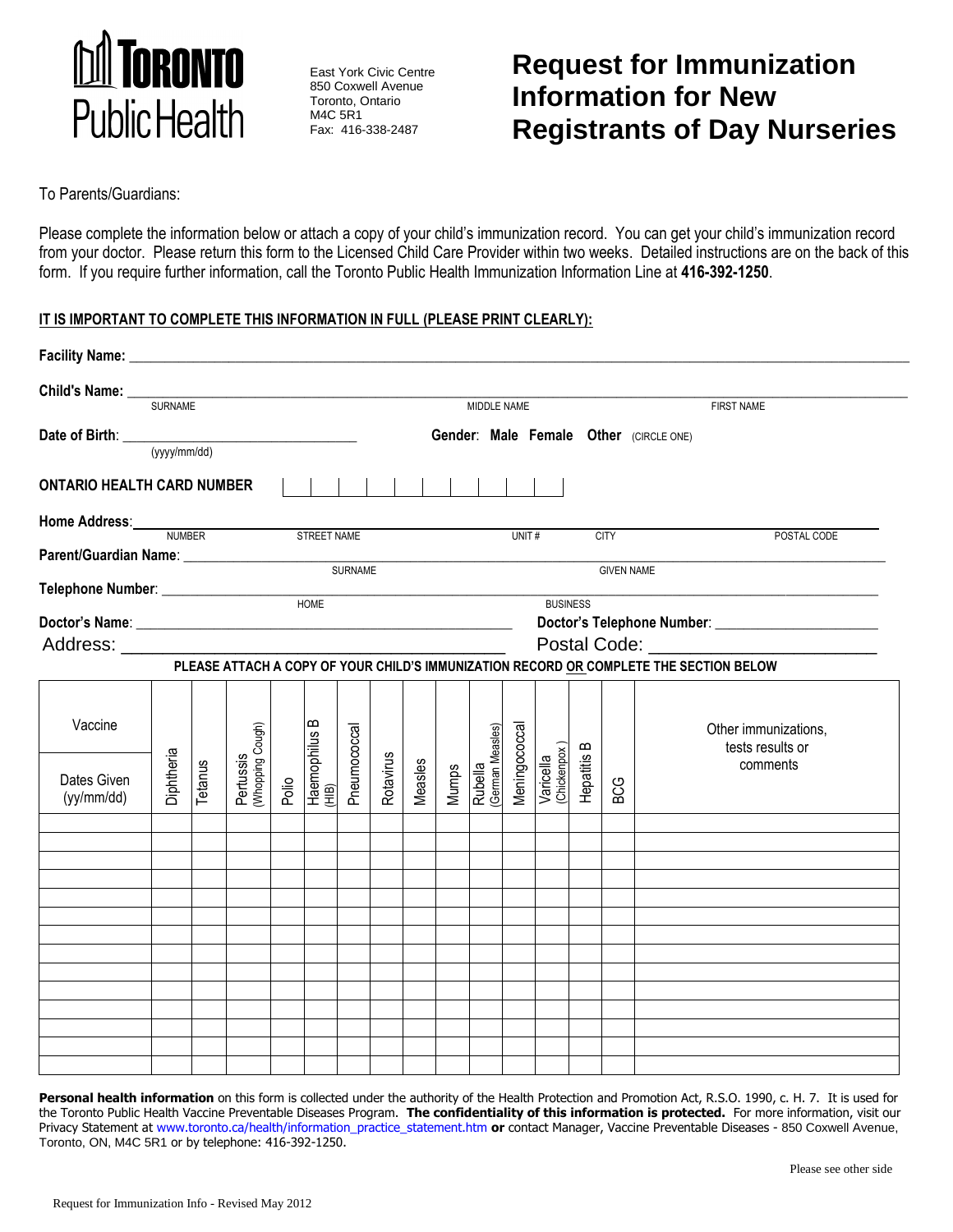**Toronto Public Health**

East York Civic Centre
850 Coxwell Avenue
Toronto, Ontario
M4C 5R1
Fax: 416-338-2487

# Request for Immunization Information for New Registrants of Day Nurseries

To Parents/Guardians:

Please complete the information below or attach a copy of your child's immunization record. You can get your child's immunization record from your doctor. Please return this form to the Licensed Child Care Provider within two weeks. Detailed instructions are on the back of this form. If you require further information, call the Toronto Public Health Immunization Information Line at **416-392-1250**.

**IT IS IMPORTANT TO COMPLETE THIS INFORMATION IN FULL (PLEASE PRINT CLEARLY):**

**Facility Name:** ______________________________

**Child's Name:** ______________________________
SURNAME MIDDLE NAME FIRST NAME

**Date of Birth**: ______________________________ **Gender**: **Male Female Other** (CIRCLE ONE)
(yyyy/mm/dd)

**ONTARIO HEALTH CARD NUMBER** | | | | | | | | | | |

**Home Address**: ______________________________
NUMBER STREET NAME UNIT # CITY POSTAL CODE

**Parent/Guardian Name**: ______________________________
SURNAME GIVEN NAME

**Telephone Number**: ______________________________
HOME BUSINESS

**Doctor's Name**: ______________________________ **Doctor's Telephone Number**: ______________________________

Address: ______________________________ Postal Code: ______________________________

**PLEASE ATTACH A COPY OF YOUR CHILD'S IMMUNIZATION RECORD OR COMPLETE THE SECTION BELOW**

| Vaccine / Dates Given (yy/mm/dd) | Diphtheria | Tetanus | Pertussis (Whooping Cough) | Polio | Haemophilus B (HIB) | Pneumococcal | Rotavirus | Measles | Mumps | Rubella (German Measles) | Meningococcal | Varicella (Chickenpox) | Hepatitis B | BCG | Other immunizations, tests results or comments |
|---|---|---|---|---|---|---|---|---|---|---|---|---|---|---|---|
| | | | | | | | | | | | | | | | |
| | | | | | | | | | | | | | | | |
| | | | | | | | | | | | | | | | |
| | | | | | | | | | | | | | | | |
| | | | | | | | | | | | | | | | |
| | | | | | | | | | | | | | | | |
| | | | | | | | | | | | | | | | |
| | | | | | | | | | | | | | | | |
| | | | | | | | | | | | | | | | |
| | | | | | | | | | | | | | | | |
| | | | | | | | | | | | | | | | |
| | | | | | | | | | | | | | | | |
| | | | | | | | | | | | | | | | |
| | | | | | | | | | | | | | | | |

**Personal health information** on this form is collected under the authority of the Health Protection and Promotion Act, R.S.O. 1990, c. H. 7. It is used for the Toronto Public Health Vaccine Preventable Diseases Program. **The confidentiality of this information is protected.** For more information, visit our Privacy Statement at www.toronto.ca/health/information_practice_statement.htm **or** contact Manager, Vaccine Preventable Diseases - 850 Coxwell Avenue, Toronto, ON, M4C 5R1 or by telephone: 416-392-1250.

Please see other side

Request for Immunization Info - Revised May 2012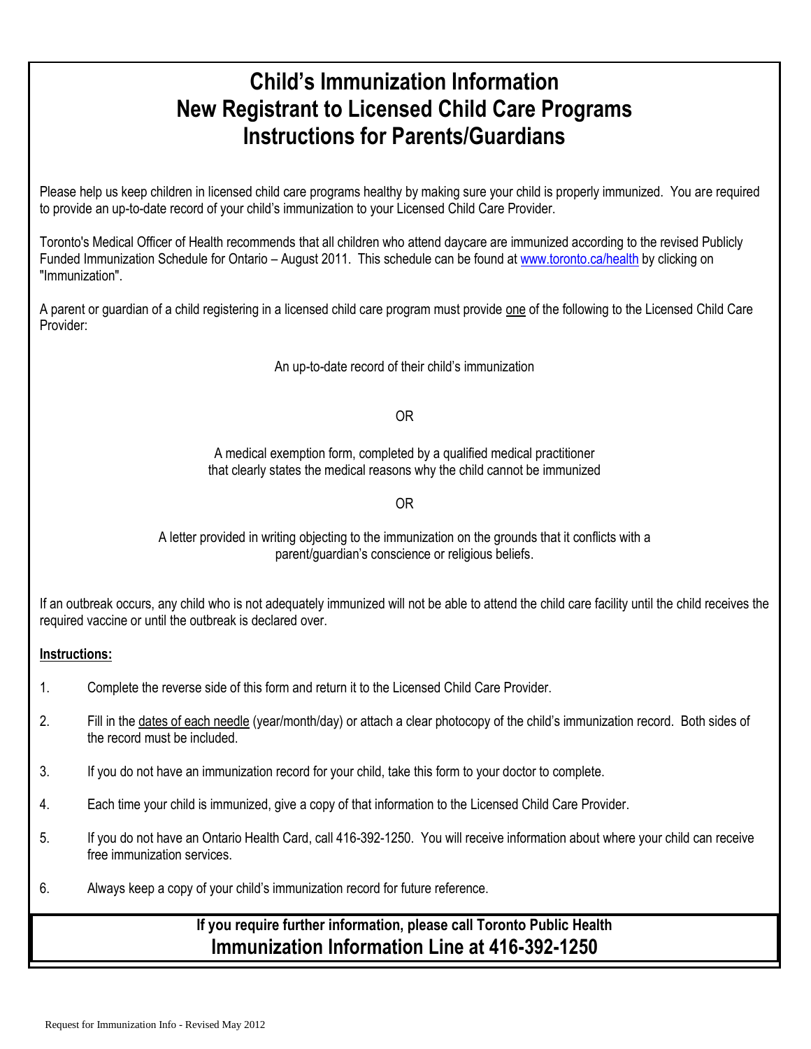# Child's Immunization Information
# New Registrant to Licensed Child Care Programs
# Instructions for Parents/Guardians

Please help us keep children in licensed child care programs healthy by making sure your child is properly immunized. You are required to provide an up-to-date record of your child's immunization to your Licensed Child Care Provider.

Toronto's Medical Officer of Health recommends that all children who attend daycare are immunized according to the revised Publicly Funded Immunization Schedule for Ontario – August 2011. This schedule can be found at www.toronto.ca/health by clicking on "Immunization".

A parent or guardian of a child registering in a licensed child care program must provide one of the following to the Licensed Child Care Provider:

An up-to-date record of their child's immunization

OR

A medical exemption form, completed by a qualified medical practitioner that clearly states the medical reasons why the child cannot be immunized

OR

A letter provided in writing objecting to the immunization on the grounds that it conflicts with a parent/guardian's conscience or religious beliefs.

If an outbreak occurs, any child who is not adequately immunized will not be able to attend the child care facility until the child receives the required vaccine or until the outbreak is declared over.

**Instructions:**

1. Complete the reverse side of this form and return it to the Licensed Child Care Provider.
2. Fill in the dates of each needle (year/month/day) or attach a clear photocopy of the child's immunization record. Both sides of the record must be included.
3. If you do not have an immunization record for your child, take this form to your doctor to complete.
4. Each time your child is immunized, give a copy of that information to the Licensed Child Care Provider.
5. If you do not have an Ontario Health Card, call 416-392-1250. You will receive information about where your child can receive free immunization services.
6. Always keep a copy of your child's immunization record for future reference.

**If you require further information, please call Toronto Public Health**
**Immunization Information Line at 416-392-1250**

Request for Immunization Info - Revised May 2012